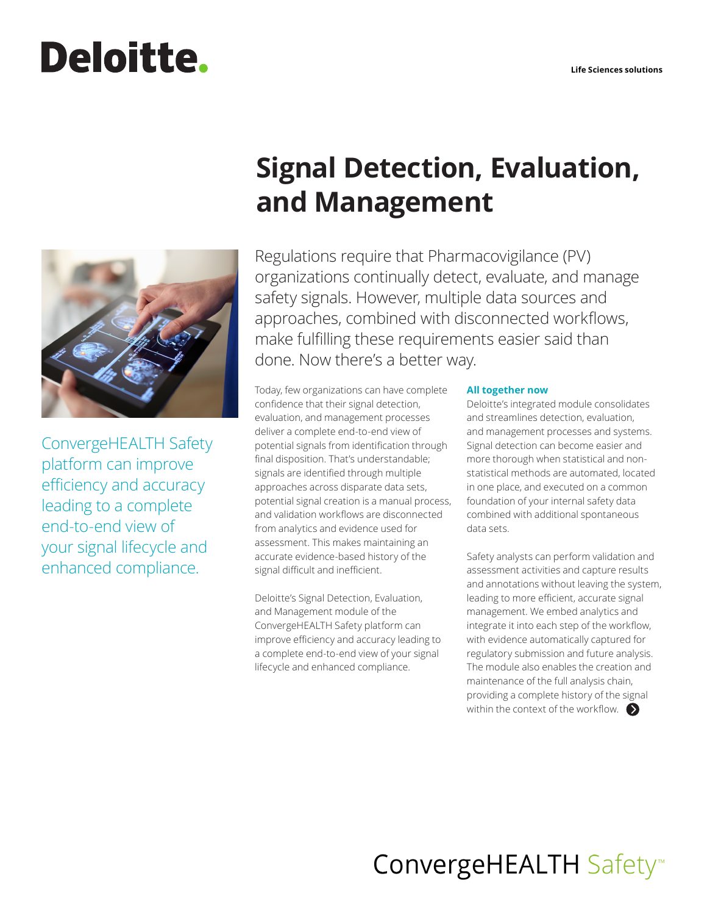Deloitte.

Life Sciences solutions

# Signal Detection, Evaluation, and Management

Regulations require that Pharmacovigilance (PV) organizations continually detect, evaluate, and manage safety signals. However, multiple data sources and approaches, combined with disconnected workflows, make fulfilling these requirements easier said than done. Now there's a better way.

ConvergeHEALTH Safety platform can improve efficiency and accuracy leading to a complete end-to-end view of your signal lifecycle and enhanced compliance.

Today, few organizations can have complete confidence that their signal detection, evaluation, and management processes deliver a complete end-to-end view of potential signals from identification through final disposition. That's understandable; signals are identified through multiple approaches across disparate data sets, potential signal creation is a manual process, and validation workflows are disconnected from analytics and evidence used for assessment. This makes maintaining an accurate evidence-based history of the signal difficult and inefficient.

Deloitte's Signal Detection, Evaluation, and Management module of the ConvergeHEALTH Safety platform can improve efficiency and accuracy leading to a complete end-to-end view of your signal lifecycle and enhanced compliance.

### All together now

Deloitte's integrated module consolidates and streamlines detection, evaluation, and management processes and systems. Signal detection can become easier and more thorough when statistical and non-statistical methods are automated, located in one place, and executed on a common foundation of your internal safety data combined with additional spontaneous data sets.

Safety analysts can perform validation and assessment activities and capture results and annotations without leaving the system, leading to more efficient, accurate signal management. We embed analytics and integrate it into each step of the workflow, with evidence automatically captured for regulatory submission and future analysis. The module also enables the creation and maintenance of the full analysis chain, providing a complete history of the signal within the context of the workflow.

ConvergeHEALTH Safety™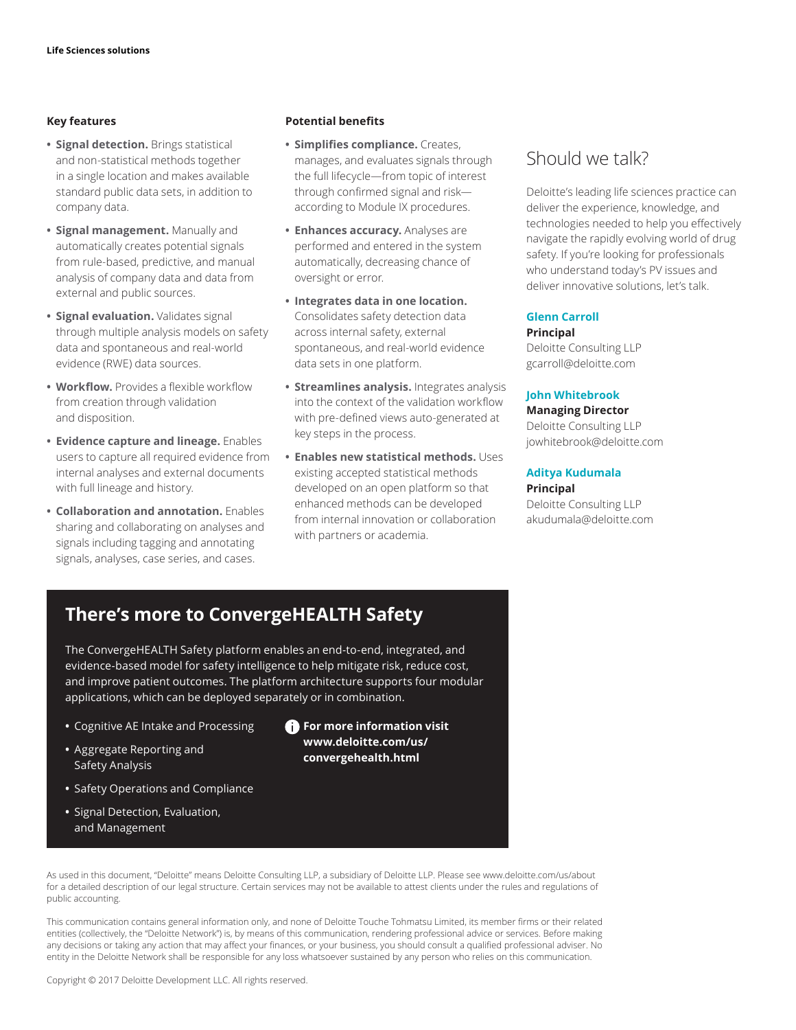## Key features

- **Signal detection.** Brings statistical and non-statistical methods together in a single location and makes available standard public data sets, in addition to company data.
- **Signal management.** Manually and automatically creates potential signals from rule-based, predictive, and manual analysis of company data and data from external and public sources.
- **Signal evaluation.** Validates signal through multiple analysis models on safety data and spontaneous and real-world evidence (RWE) data sources.
- **Workflow.** Provides a flexible workflow from creation through validation and disposition.
- **Evidence capture and lineage.** Enables users to capture all required evidence from internal analyses and external documents with full lineage and history.
- **Collaboration and annotation.** Enables sharing and collaborating on analyses and signals including tagging and annotating signals, analyses, case series, and cases.

## Potential benefits

- **Simplifies compliance.** Creates, manages, and evaluates signals through the full lifecycle—from topic of interest through confirmed signal and risk—according to Module IX procedures.
- **Enhances accuracy.** Analyses are performed and entered in the system automatically, decreasing chance of oversight or error.
- **Integrates data in one location.** Consolidates safety detection data across internal safety, external spontaneous, and real-world evidence data sets in one platform.
- **Streamlines analysis.** Integrates analysis into the context of the validation workflow with pre-defined views auto-generated at key steps in the process.
- **Enables new statistical methods.** Uses existing accepted statistical methods developed on an open platform so that enhanced methods can be developed from internal innovation or collaboration with partners or academia.

## Should we talk?

Deloitte's leading life sciences practice can deliver the experience, knowledge, and technologies needed to help you effectively navigate the rapidly evolving world of drug safety. If you're looking for professionals who understand today's PV issues and deliver innovative solutions, let's talk.

**Glenn Carroll**
**Principal**
Deloitte Consulting LLP
gcarroll@deloitte.com

**John Whitebrook**
**Managing Director**
Deloitte Consulting LLP
jowhitebrook@deloitte.com

**Aditya Kudumala**
**Principal**
Deloitte Consulting LLP
akudumala@deloitte.com

## There's more to ConvergeHEALTH Safety

The ConvergeHEALTH Safety platform enables an end-to-end, integrated, and evidence-based model for safety intelligence to help mitigate risk, reduce cost, and improve patient outcomes. The platform architecture supports four modular applications, which can be deployed separately or in combination.

- Cognitive AE Intake and Processing
- Aggregate Reporting and Safety Analysis
- Safety Operations and Compliance
- Signal Detection, Evaluation, and Management

**For more information visit www.deloitte.com/us/convergehealth.html**

As used in this document, "Deloitte" means Deloitte Consulting LLP, a subsidiary of Deloitte LLP. Please see www.deloitte.com/us/about for a detailed description of our legal structure. Certain services may not be available to attest clients under the rules and regulations of public accounting.

This communication contains general information only, and none of Deloitte Touche Tohmatsu Limited, its member firms or their related entities (collectively, the "Deloitte Network") is, by means of this communication, rendering professional advice or services. Before making any decisions or taking any action that may affect your finances, or your business, you should consult a qualified professional adviser. No entity in the Deloitte Network shall be responsible for any loss whatsoever sustained by any person who relies on this communication.

Copyright © 2017 Deloitte Development LLC. All rights reserved.